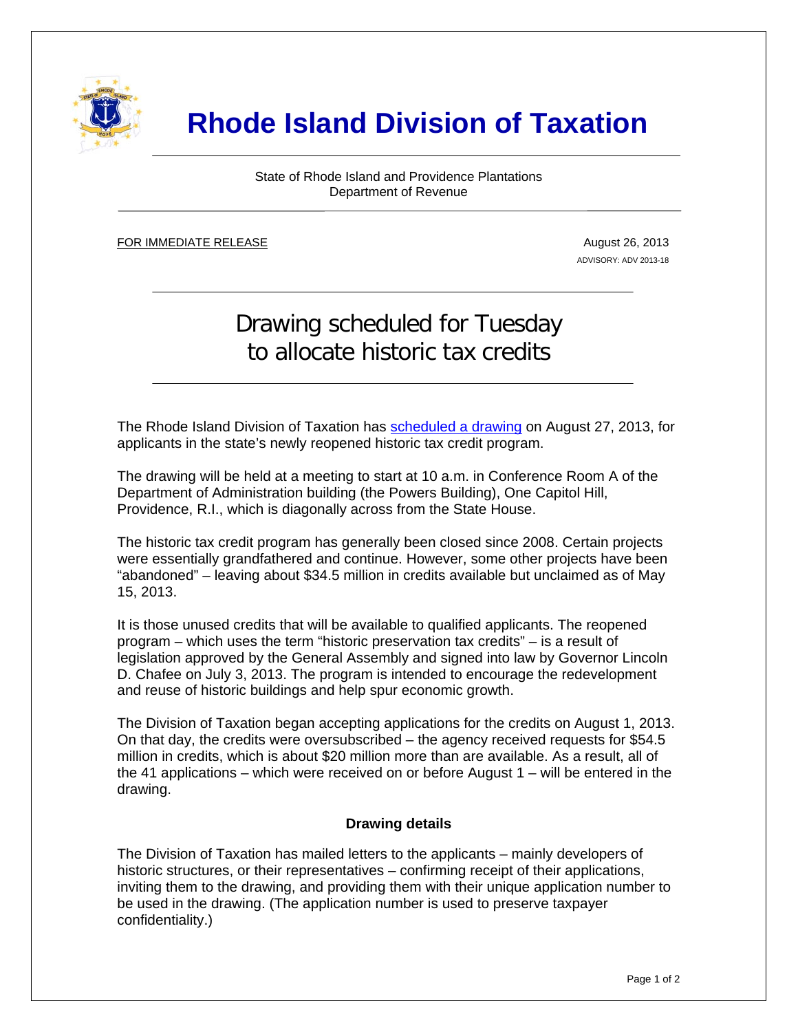# Rhode Island Division of Taxation

State of Rhode Island and Providence Plantations
Department of Revenue

FOR IMMEDIATE RELEASE

August 26, 2013

ADVISORY: ADV 2013-18

## Drawing scheduled for Tuesday to allocate historic tax credits

The Rhode Island Division of Taxation has scheduled a drawing on August 27, 2013, for applicants in the state's newly reopened historic tax credit program.

The drawing will be held at a meeting to start at 10 a.m. in Conference Room A of the Department of Administration building (the Powers Building), One Capitol Hill, Providence, R.I., which is diagonally across from the State House.

The historic tax credit program has generally been closed since 2008. Certain projects were essentially grandfathered and continue. However, some other projects have been "abandoned" – leaving about $34.5 million in credits available but unclaimed as of May 15, 2013.

It is those unused credits that will be available to qualified applicants. The reopened program – which uses the term "historic preservation tax credits" – is a result of legislation approved by the General Assembly and signed into law by Governor Lincoln D. Chafee on July 3, 2013. The program is intended to encourage the redevelopment and reuse of historic buildings and help spur economic growth.

The Division of Taxation began accepting applications for the credits on August 1, 2013. On that day, the credits were oversubscribed – the agency received requests for $54.5 million in credits, which is about $20 million more than are available. As a result, all of the 41 applications – which were received on or before August 1 – will be entered in the drawing.

### Drawing details

The Division of Taxation has mailed letters to the applicants – mainly developers of historic structures, or their representatives – confirming receipt of their applications, inviting them to the drawing, and providing them with their unique application number to be used in the drawing. (The application number is used to preserve taxpayer confidentiality.)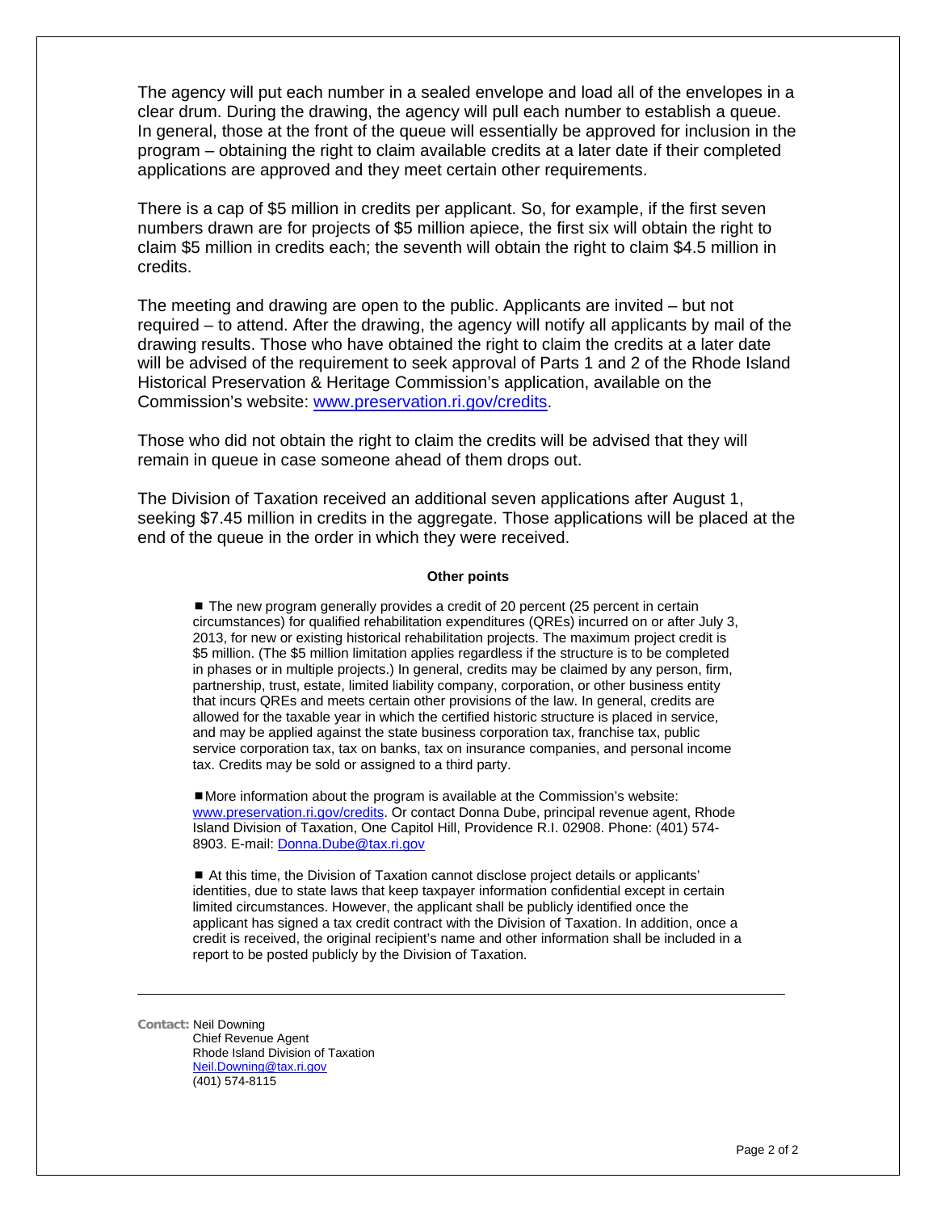The agency will put each number in a sealed envelope and load all of the envelopes in a clear drum. During the drawing, the agency will pull each number to establish a queue. In general, those at the front of the queue will essentially be approved for inclusion in the program – obtaining the right to claim available credits at a later date if their completed applications are approved and they meet certain other requirements.

There is a cap of $5 million in credits per applicant. So, for example, if the first seven numbers drawn are for projects of $5 million apiece, the first six will obtain the right to claim $5 million in credits each; the seventh will obtain the right to claim $4.5 million in credits.

The meeting and drawing are open to the public. Applicants are invited – but not required – to attend. After the drawing, the agency will notify all applicants by mail of the drawing results. Those who have obtained the right to claim the credits at a later date will be advised of the requirement to seek approval of Parts 1 and 2 of the Rhode Island Historical Preservation & Heritage Commission's application, available on the Commission's website: [www.preservation.ri.gov/credits](http://www.preservation.ri.gov/credits).

Those who did not obtain the right to claim the credits will be advised that they will remain in queue in case someone ahead of them drops out.

The Division of Taxation received an additional seven applications after August 1, seeking $7.45 million in credits in the aggregate. Those applications will be placed at the end of the queue in the order in which they were received.

**Other points**

- The new program generally provides a credit of 20 percent (25 percent in certain circumstances) for qualified rehabilitation expenditures (QREs) incurred on or after July 3, 2013, for new or existing historical rehabilitation projects. The maximum project credit is $5 million. (The $5 million limitation applies regardless if the structure is to be completed in phases or in multiple projects.) In general, credits may be claimed by any person, firm, partnership, trust, estate, limited liability company, corporation, or other business entity that incurs QREs and meets certain other provisions of the law. In general, credits are allowed for the taxable year in which the certified historic structure is placed in service, and may be applied against the state business corporation tax, franchise tax, public service corporation tax, tax on banks, tax on insurance companies, and personal income tax. Credits may be sold or assigned to a third party.

- More information about the program is available at the Commission's website: [www.preservation.ri.gov/credits](http://www.preservation.ri.gov/credits). Or contact Donna Dube, principal revenue agent, Rhode Island Division of Taxation, One Capitol Hill, Providence R.I. 02908. Phone: (401) 574-8903. E-mail: [Donna.Dube@tax.ri.gov](mailto:Donna.Dube@tax.ri.gov)

- At this time, the Division of Taxation cannot disclose project details or applicants' identities, due to state laws that keep taxpayer information confidential except in certain limited circumstances. However, the applicant shall be publicly identified once the applicant has signed a tax credit contract with the Division of Taxation. In addition, once a credit is received, the original recipient's name and other information shall be included in a report to be posted publicly by the Division of Taxation.

---

**Contact:** Neil Downing
Chief Revenue Agent
Rhode Island Division of Taxation
[Neil.Downing@tax.ri.gov](mailto:Neil.Downing@tax.ri.gov)
(401) 574-8115